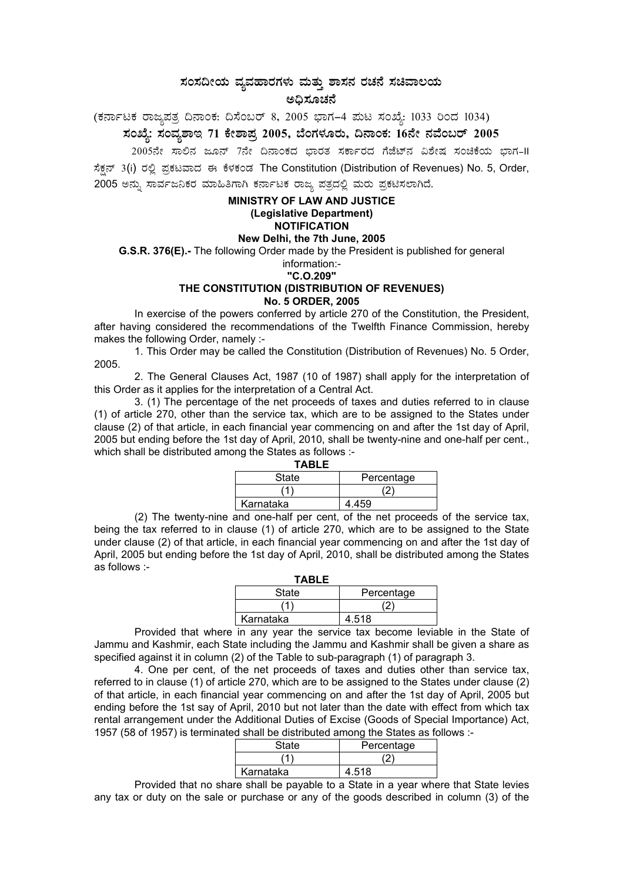# ಸಂಸದೀಯ ವ್ಯವಹಾರಗಳು ಮತ್ತು ಶಾಸನ ರಚನೆ ಸಚಿವಾಲಯ

## ಅಧಿಸೂಚನೆ

(ಕರ್ನಾಟಕ ರಾಜ್ಯಪತ್ರ ದಿನಾಂಕ: ದಿಸೆಂಬರ್ 8, 2005 ಭಾಗ–4 ಪುಟ ಸಂಖ್ಯೆ: 1033 ರಿಂದ 1034)

### ಸಂಖ್ಯೆ: ಸಂವ್ಯಶಾಇ 71 ಕೇಶಾಪ್ರ 2005, ಬೆಂಗಳೂರು, ದಿನಾಂಕ: 16ನೇ ನವೆಂಬರ್ 2005

2005ನೇ ಸಾಲಿನ ಜೂನ್ 7ನೇ ದಿನಾಂಕದ ಭಾರತ ಸರ್ಕಾರದ ಗೆಜೆಟ್‌ನ ವಿಶೇಷ ಸಂಚಿಕೆಯ ಭಾಗ-II ಸೆಕ್ಷನ್ 3(i) ರಲ್ಲಿ ಪ್ರಕಟವಾದ ಈ ಕೆಳಕಂಡ The Constitution (Distribution of Revenues) No. 5, Order, 2005 ಅನ್ನು ಸಾರ್ವಜನಿಕರ ಮಾಹಿತಿಗಾಗಿ ಕರ್ನಾಟಕ ರಾಜ್ಯ ಪತ್ರದಲ್ಲಿ ಮರು ಪ್ರಕಟಿಸಲಾಗಿದೆ.

**MINISTRY OF LAW AND JUSTICE**
**(Legislative Department)**
**NOTIFICATION**
**New Delhi, the 7th June, 2005**

**G.S.R. 376(E).-** The following Order made by the President is published for general information:-

**"C.O.209"**

**THE CONSTITUTION (DISTRIBUTION OF REVENUES)**
**No. 5 ORDER, 2005**

In exercise of the powers conferred by article 270 of the Constitution, the President, after having considered the recommendations of the Twelfth Finance Commission, hereby makes the following Order, namely :-

1. This Order may be called the Constitution (Distribution of Revenues) No. 5 Order, 2005.

2. The General Clauses Act, 1987 (10 of 1987) shall apply for the interpretation of this Order as it applies for the interpretation of a Central Act.

3. (1) The percentage of the net proceeds of taxes and duties referred to in clause (1) of article 270, other than the service tax, which are to be assigned to the States under clause (2) of that article, in each financial year commencing on and after the 1st day of April, 2005 but ending before the 1st day of April, 2010, shall be twenty-nine and one-half per cent., which shall be distributed among the States as follows :-

**TABLE**

| State | Percentage |
|---|---|
| (1) | (2) |
| Karnataka | 4.459 |

(2) The twenty-nine and one-half per cent, of the net proceeds of the service tax, being the tax referred to in clause (1) of article 270, which are to be assigned to the State under clause (2) of that article, in each financial year commencing on and after the 1st day of April, 2005 but ending before the 1st day of April, 2010, shall be distributed among the States as follows :-

**TABLE**

| State | Percentage |
|---|---|
| (1) | (2) |
| Karnataka | 4.518 |

Provided that where in any year the service tax become leviable in the State of Jammu and Kashmir, each State including the Jammu and Kashmir shall be given a share as specified against it in column (2) of the Table to sub-paragraph (1) of paragraph 3.

4. One per cent, of the net proceeds of taxes and duties other than service tax, referred to in clause (1) of article 270, which are to be assigned to the States under clause (2) of that article, in each financial year commencing on and after the 1st day of April, 2005 but ending before the 1st say of April, 2010 but not later than the date with effect from which tax rental arrangement under the Additional Duties of Excise (Goods of Special Importance) Act, 1957 (58 of 1957) is terminated shall be distributed among the States as follows :-

| State | Percentage |
|---|---|
| (1) | (2) |
| Karnataka | 4.518 |

Provided that no share shall be payable to a State in a year where that State levies any tax or duty on the sale or purchase or any of the goods described in column (3) of the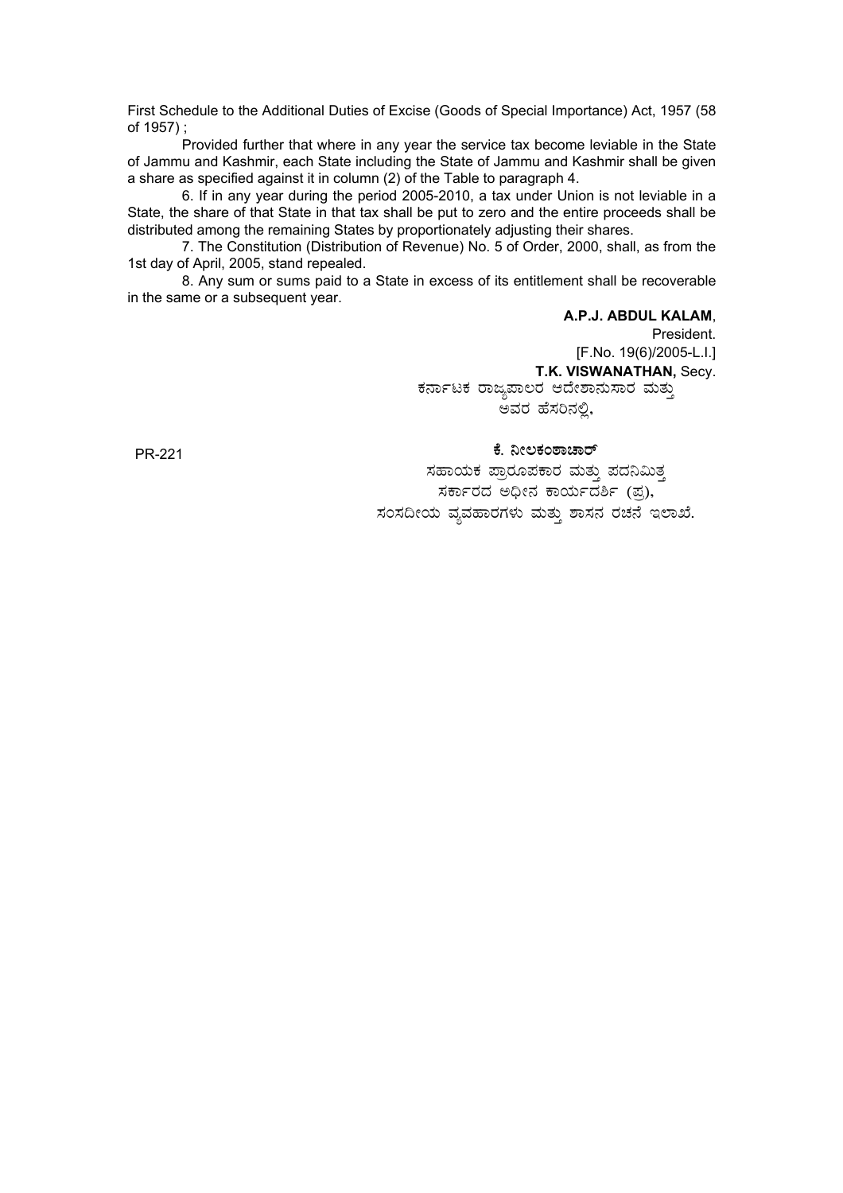First Schedule to the Additional Duties of Excise (Goods of Special Importance) Act, 1957 (58 of 1957) ;

Provided further that where in any year the service tax become leviable in the State of Jammu and Kashmir, each State including the State of Jammu and Kashmir shall be given a share as specified against it in column (2) of the Table to paragraph 4.

6. If in any year during the period 2005-2010, a tax under Union is not leviable in a State, the share of that State in that tax shall be put to zero and the entire proceeds shall be distributed among the remaining States by proportionately adjusting their shares.

7. The Constitution (Distribution of Revenue) No. 5 of Order, 2000, shall, as from the 1st day of April, 2005, stand repealed.

8. Any sum or sums paid to a State in excess of its entitlement shall be recoverable in the same or a subsequent year.

**A.P.J. ABDUL KALAM**,
President.
[F.No. 19(6)/2005-L.I.]
**T.K. VISWANATHAN,** Secy.

ಕರ್ನಾಟಕ ರಾಜ್ಯಪಾಲರ ಆದೇಶಾನುಸಾರ ಮತ್ತು
ಅವರ ಹೆಸರಿನಲ್ಲಿ,

PR-221

**ಕೆ. ನೀಲಕಂಠಾಚಾರ್**
ಸಹಾಯಕ ಪ್ರಾರೂಪಕಾರ ಮತ್ತು ಪದನಿಮಿತ್ತ
ಸರ್ಕಾರದ ಅಧೀನ ಕಾರ್ಯದರ್ಶಿ (ಪ್ರ),
ಸಂಸದೀಯ ವ್ಯವಹಾರಗಳು ಮತ್ತು ಶಾಸನ ರಚನೆ ಇಲಾಖೆ.